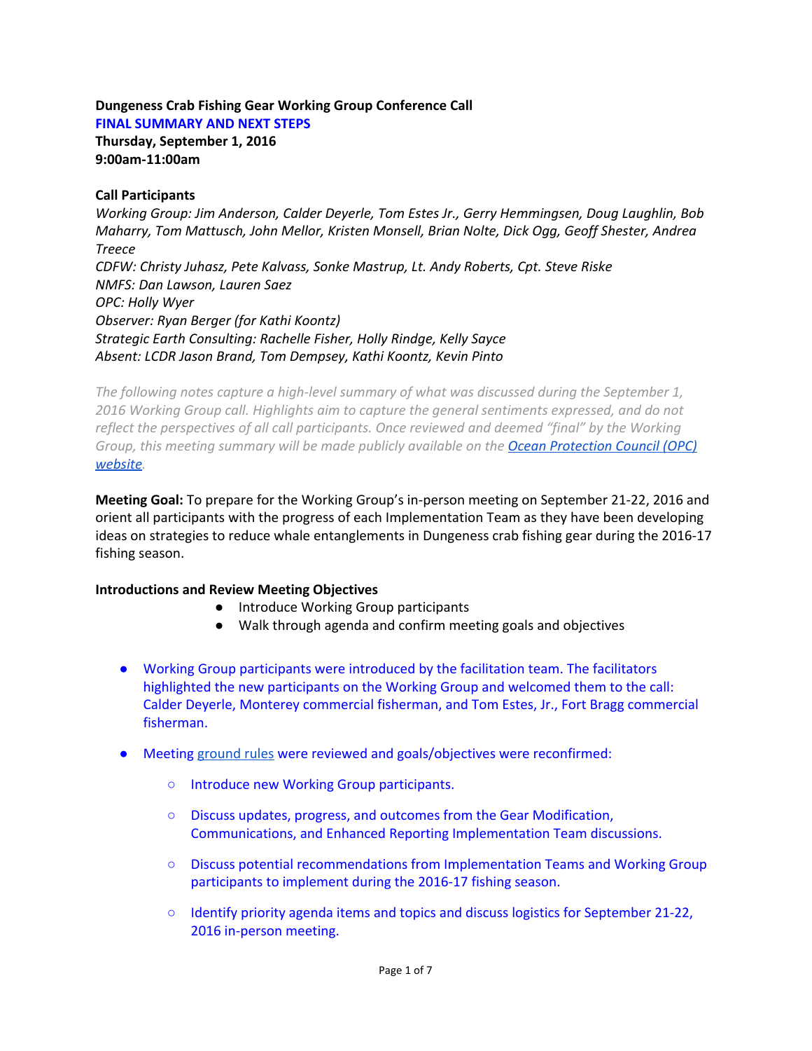**Dungeness Crab Fishing Gear Working Group Conference Call**
**FINAL SUMMARY AND NEXT STEPS**
**Thursday, September 1, 2016**
**9:00am-11:00am**

**Call Participants**

*Working Group: Jim Anderson, Calder Deyerle, Tom Estes Jr., Gerry Hemmingsen, Doug Laughlin, Bob Maharry, Tom Mattusch, John Mellor, Kristen Monsell, Brian Nolte, Dick Ogg, Geoff Shester, Andrea Treece*
*CDFW: Christy Juhasz, Pete Kalvass, Sonke Mastrup, Lt. Andy Roberts, Cpt. Steve Riske*
*NMFS: Dan Lawson, Lauren Saez*
*OPC: Holly Wyer*
*Observer: Ryan Berger (for Kathi Koontz)*
*Strategic Earth Consulting: Rachelle Fisher, Holly Rindge, Kelly Sayce*
*Absent: LCDR Jason Brand, Tom Dempsey, Kathi Koontz, Kevin Pinto*

*The following notes capture a high-level summary of what was discussed during the September 1, 2016 Working Group call. Highlights aim to capture the general sentiments expressed, and do not reflect the perspectives of all call participants. Once reviewed and deemed "final" by the Working Group, this meeting summary will be made publicly available on the [Ocean Protection Council (OPC) website](#).*

**Meeting Goal:** To prepare for the Working Group's in-person meeting on September 21-22, 2016 and orient all participants with the progress of each Implementation Team as they have been developing ideas on strategies to reduce whale entanglements in Dungeness crab fishing gear during the 2016-17 fishing season.

**Introductions and Review Meeting Objectives**

- Introduce Working Group participants
- Walk through agenda and confirm meeting goals and objectives

- Working Group participants were introduced by the facilitation team. The facilitators highlighted the new participants on the Working Group and welcomed them to the call: Calder Deyerle, Monterey commercial fisherman, and Tom Estes, Jr., Fort Bragg commercial fisherman.
- Meeting [ground rules](#) were reviewed and goals/objectives were reconfirmed:
  - Introduce new Working Group participants.
  - Discuss updates, progress, and outcomes from the Gear Modification, Communications, and Enhanced Reporting Implementation Team discussions.
  - Discuss potential recommendations from Implementation Teams and Working Group participants to implement during the 2016-17 fishing season.
  - Identify priority agenda items and topics and discuss logistics for September 21-22, 2016 in-person meeting.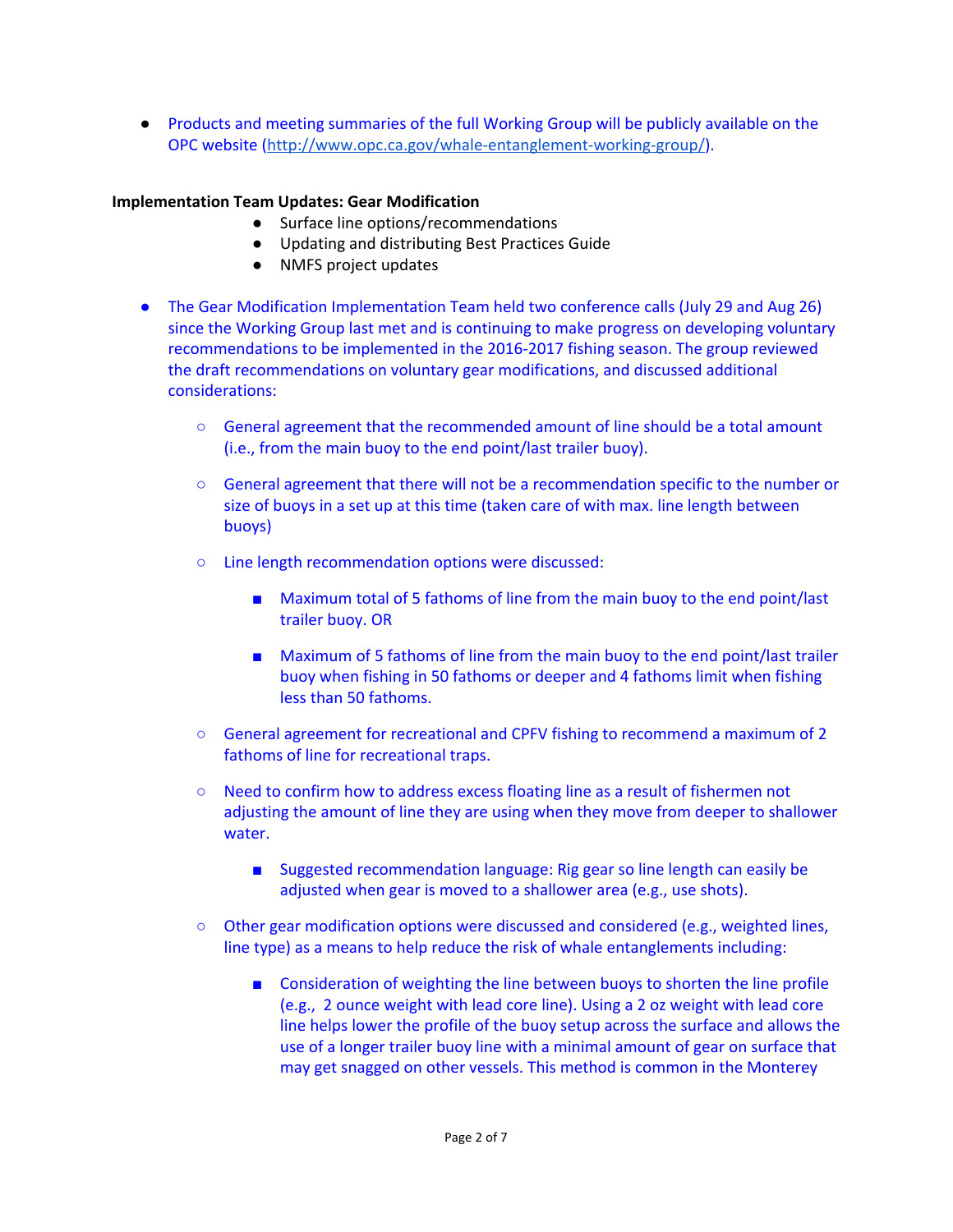- Products and meeting summaries of the full Working Group will be publicly available on the OPC website (http://www.opc.ca.gov/whale-entanglement-working-group/).

**Implementation Team Updates: Gear Modification**

- Surface line options/recommendations
- Updating and distributing Best Practices Guide
- NMFS project updates

- The Gear Modification Implementation Team held two conference calls (July 29 and Aug 26) since the Working Group last met and is continuing to make progress on developing voluntary recommendations to be implemented in the 2016-2017 fishing season. The group reviewed the draft recommendations on voluntary gear modifications, and discussed additional considerations:
    - General agreement that the recommended amount of line should be a total amount (i.e., from the main buoy to the end point/last trailer buoy).
    - General agreement that there will not be a recommendation specific to the number or size of buoys in a set up at this time (taken care of with max. line length between buoys)
    - Line length recommendation options were discussed:
        - Maximum total of 5 fathoms of line from the main buoy to the end point/last trailer buoy. OR
        - Maximum of 5 fathoms of line from the main buoy to the end point/last trailer buoy when fishing in 50 fathoms or deeper and 4 fathoms limit when fishing less than 50 fathoms.
    - General agreement for recreational and CPFV fishing to recommend a maximum of 2 fathoms of line for recreational traps.
    - Need to confirm how to address excess floating line as a result of fishermen not adjusting the amount of line they are using when they move from deeper to shallower water.
        - Suggested recommendation language: Rig gear so line length can easily be adjusted when gear is moved to a shallower area (e.g., use shots).
    - Other gear modification options were discussed and considered (e.g., weighted lines, line type) as a means to help reduce the risk of whale entanglements including:
        - Consideration of weighting the line between buoys to shorten the line profile (e.g., 2 ounce weight with lead core line). Using a 2 oz weight with lead core line helps lower the profile of the buoy setup across the surface and allows the use of a longer trailer buoy line with a minimal amount of gear on surface that may get snagged on other vessels. This method is common in the Monterey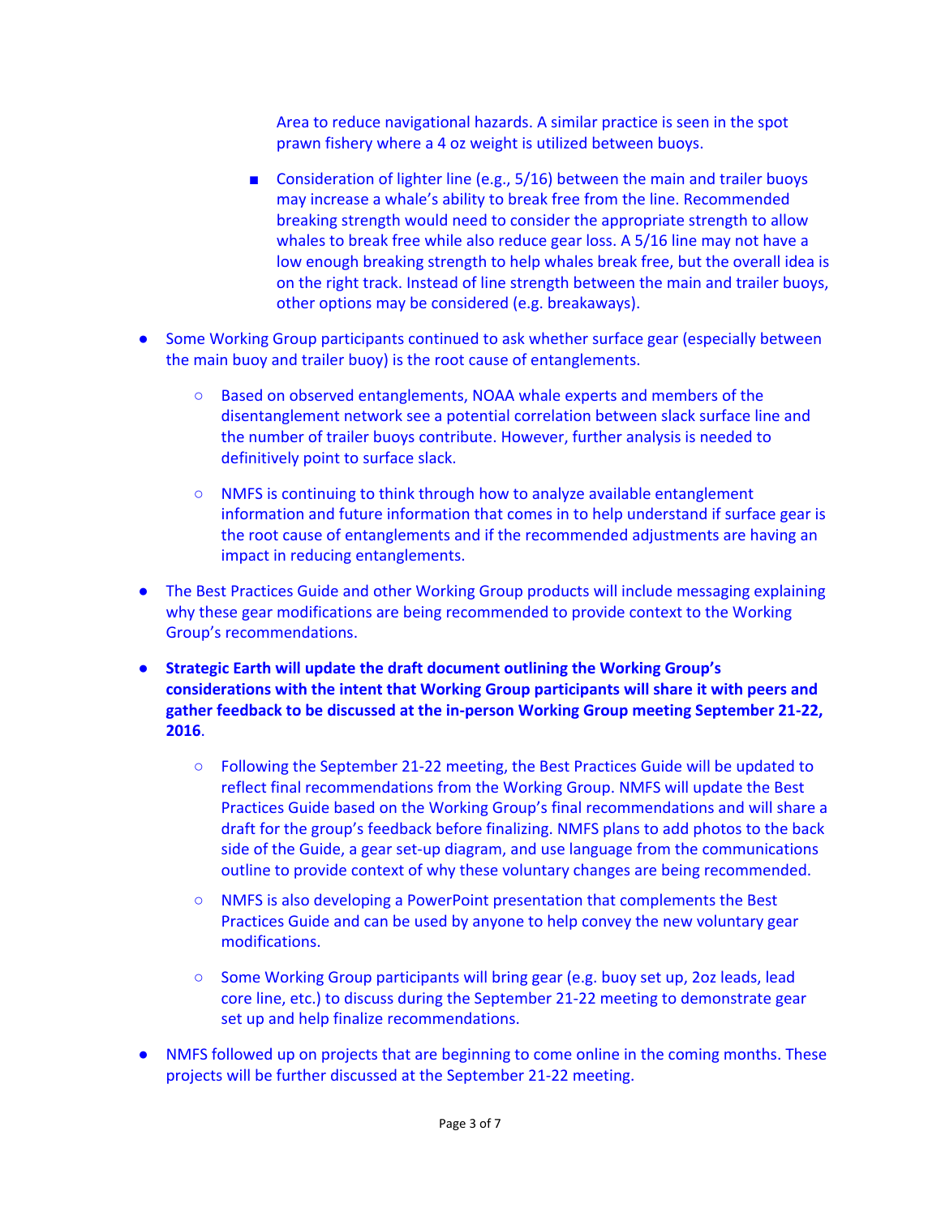Area to reduce navigational hazards. A similar practice is seen in the spot prawn fishery where a 4 oz weight is utilized between buoys.

        - Consideration of lighter line (e.g., 5/16) between the main and trailer buoys may increase a whale's ability to break free from the line. Recommended breaking strength would need to consider the appropriate strength to allow whales to break free while also reduce gear loss. A 5/16 line may not have a low enough breaking strength to help whales break free, but the overall idea is on the right track. Instead of line strength between the main and trailer buoys, other options may be considered (e.g. breakaways).

- Some Working Group participants continued to ask whether surface gear (especially between the main buoy and trailer buoy) is the root cause of entanglements.
    - Based on observed entanglements, NOAA whale experts and members of the disentanglement network see a potential correlation between slack surface line and the number of trailer buoys contribute. However, further analysis is needed to definitively point to surface slack.
    - NMFS is continuing to think through how to analyze available entanglement information and future information that comes in to help understand if surface gear is the root cause of entanglements and if the recommended adjustments are having an impact in reducing entanglements.
- The Best Practices Guide and other Working Group products will include messaging explaining why these gear modifications are being recommended to provide context to the Working Group's recommendations.
- **Strategic Earth will update the draft document outlining the Working Group's considerations with the intent that Working Group participants will share it with peers and gather feedback to be discussed at the in-person Working Group meeting September 21-22, 2016**.
    - Following the September 21-22 meeting, the Best Practices Guide will be updated to reflect final recommendations from the Working Group. NMFS will update the Best Practices Guide based on the Working Group's final recommendations and will share a draft for the group's feedback before finalizing. NMFS plans to add photos to the back side of the Guide, a gear set-up diagram, and use language from the communications outline to provide context of why these voluntary changes are being recommended.
    - NMFS is also developing a PowerPoint presentation that complements the Best Practices Guide and can be used by anyone to help convey the new voluntary gear modifications.
    - Some Working Group participants will bring gear (e.g. buoy set up, 2oz leads, lead core line, etc.) to discuss during the September 21-22 meeting to demonstrate gear set up and help finalize recommendations.
- NMFS followed up on projects that are beginning to come online in the coming months. These projects will be further discussed at the September 21-22 meeting.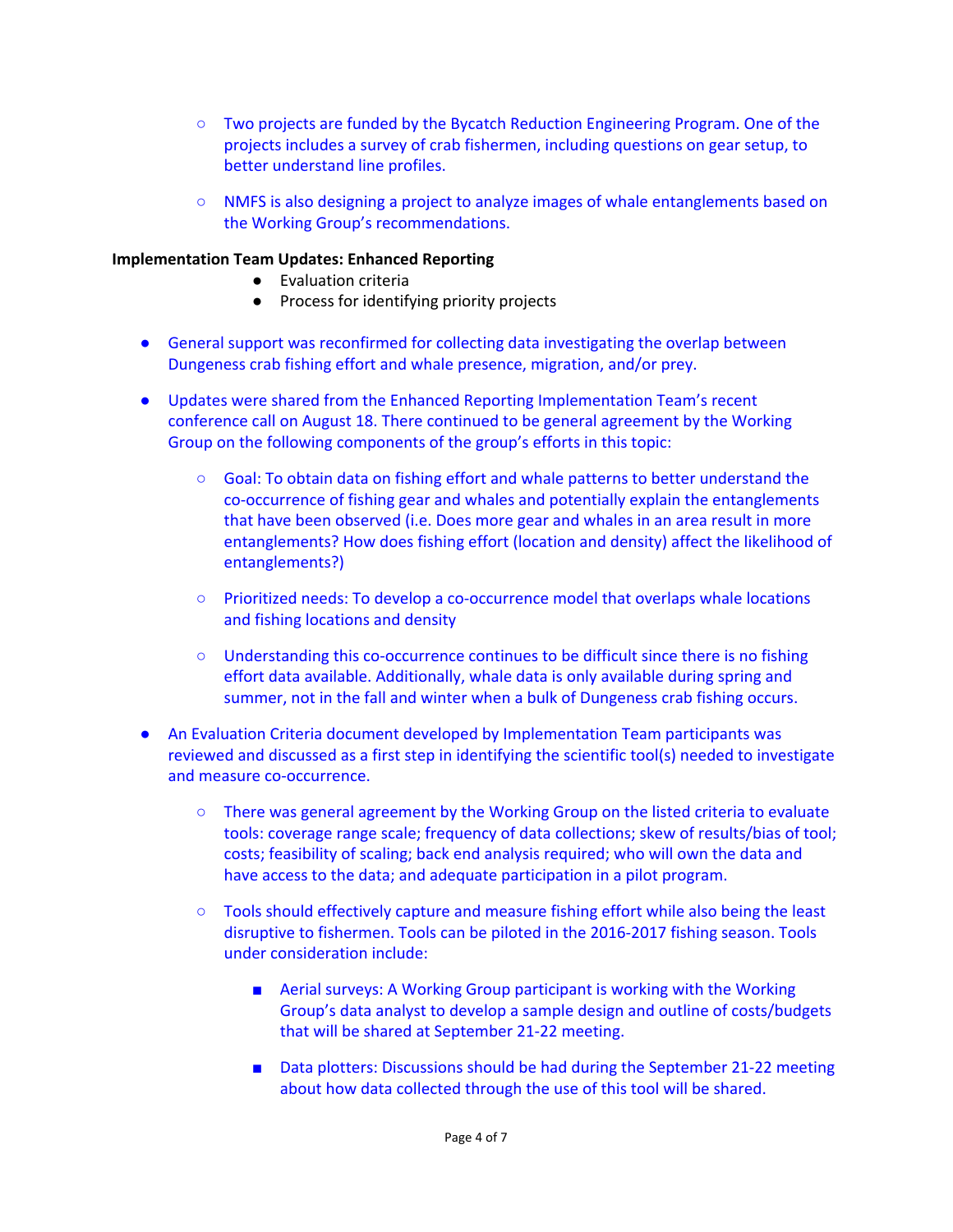- Two projects are funded by the Bycatch Reduction Engineering Program. One of the projects includes a survey of crab fishermen, including questions on gear setup, to better understand line profiles.
  - NMFS is also designing a project to analyze images of whale entanglements based on the Working Group's recommendations.

**Implementation Team Updates: Enhanced Reporting**

- Evaluation criteria
- Process for identifying priority projects

- General support was reconfirmed for collecting data investigating the overlap between Dungeness crab fishing effort and whale presence, migration, and/or prey.
- Updates were shared from the Enhanced Reporting Implementation Team's recent conference call on August 18. There continued to be general agreement by the Working Group on the following components of the group's efforts in this topic:
  - Goal: To obtain data on fishing effort and whale patterns to better understand the co-occurrence of fishing gear and whales and potentially explain the entanglements that have been observed (i.e. Does more gear and whales in an area result in more entanglements? How does fishing effort (location and density) affect the likelihood of entanglements?)
  - Prioritized needs: To develop a co-occurrence model that overlaps whale locations and fishing locations and density
  - Understanding this co-occurrence continues to be difficult since there is no fishing effort data available. Additionally, whale data is only available during spring and summer, not in the fall and winter when a bulk of Dungeness crab fishing occurs.
- An Evaluation Criteria document developed by Implementation Team participants was reviewed and discussed as a first step in identifying the scientific tool(s) needed to investigate and measure co-occurrence.
  - There was general agreement by the Working Group on the listed criteria to evaluate tools: coverage range scale; frequency of data collections; skew of results/bias of tool; costs; feasibility of scaling; back end analysis required; who will own the data and have access to the data; and adequate participation in a pilot program.
  - Tools should effectively capture and measure fishing effort while also being the least disruptive to fishermen. Tools can be piloted in the 2016-2017 fishing season. Tools under consideration include:
    - Aerial surveys: A Working Group participant is working with the Working Group's data analyst to develop a sample design and outline of costs/budgets that will be shared at September 21-22 meeting.
    - Data plotters: Discussions should be had during the September 21-22 meeting about how data collected through the use of this tool will be shared.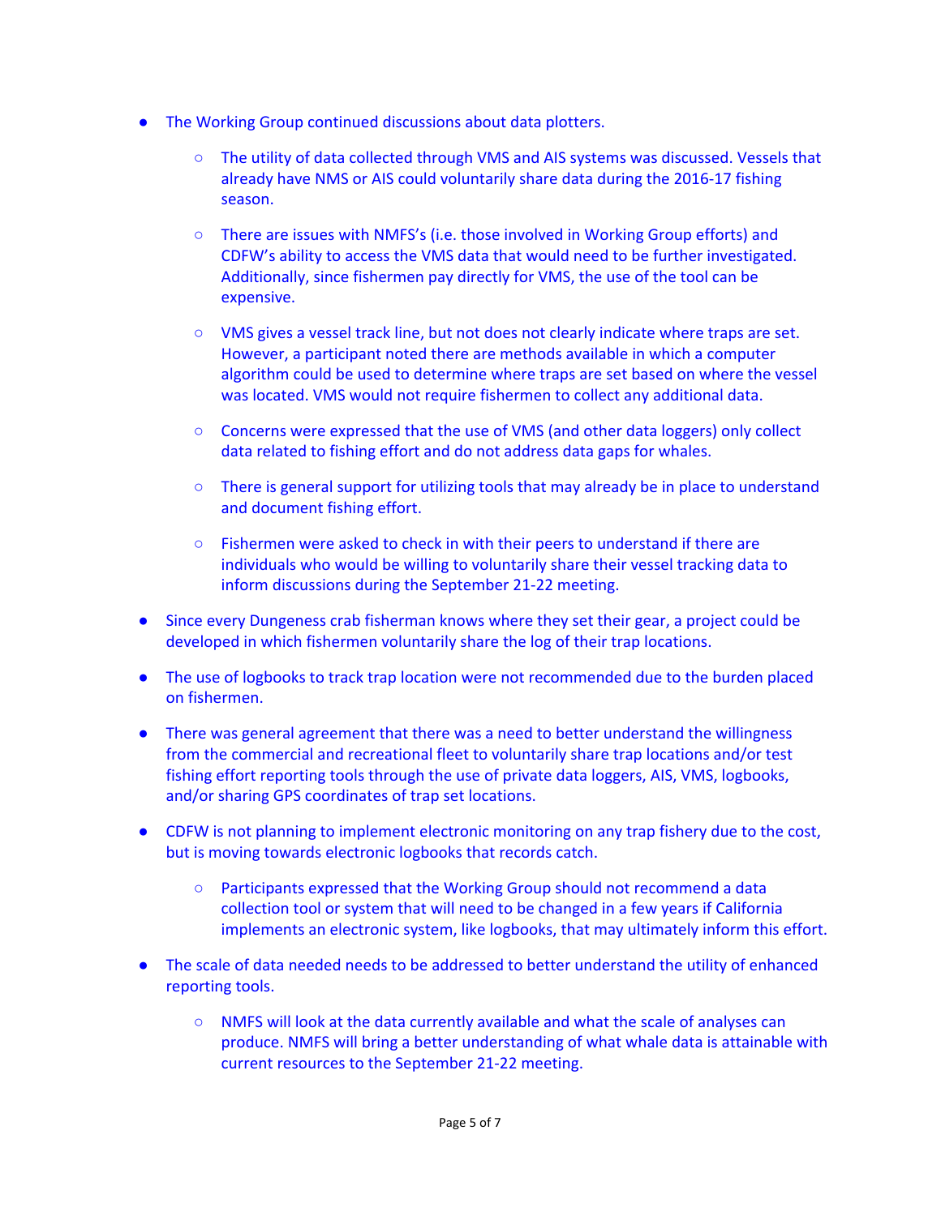- The Working Group continued discussions about data plotters.
  - The utility of data collected through VMS and AIS systems was discussed. Vessels that already have NMS or AIS could voluntarily share data during the 2016-17 fishing season.
  - There are issues with NMFS's (i.e. those involved in Working Group efforts) and CDFW's ability to access the VMS data that would need to be further investigated. Additionally, since fishermen pay directly for VMS, the use of the tool can be expensive.
  - VMS gives a vessel track line, but not does not clearly indicate where traps are set. However, a participant noted there are methods available in which a computer algorithm could be used to determine where traps are set based on where the vessel was located. VMS would not require fishermen to collect any additional data.
  - Concerns were expressed that the use of VMS (and other data loggers) only collect data related to fishing effort and do not address data gaps for whales.
  - There is general support for utilizing tools that may already be in place to understand and document fishing effort.
  - Fishermen were asked to check in with their peers to understand if there are individuals who would be willing to voluntarily share their vessel tracking data to inform discussions during the September 21-22 meeting.
- Since every Dungeness crab fisherman knows where they set their gear, a project could be developed in which fishermen voluntarily share the log of their trap locations.
- The use of logbooks to track trap location were not recommended due to the burden placed on fishermen.
- There was general agreement that there was a need to better understand the willingness from the commercial and recreational fleet to voluntarily share trap locations and/or test fishing effort reporting tools through the use of private data loggers, AIS, VMS, logbooks, and/or sharing GPS coordinates of trap set locations.
- CDFW is not planning to implement electronic monitoring on any trap fishery due to the cost, but is moving towards electronic logbooks that records catch.
  - Participants expressed that the Working Group should not recommend a data collection tool or system that will need to be changed in a few years if California implements an electronic system, like logbooks, that may ultimately inform this effort.
- The scale of data needed needs to be addressed to better understand the utility of enhanced reporting tools.
  - NMFS will look at the data currently available and what the scale of analyses can produce. NMFS will bring a better understanding of what whale data is attainable with current resources to the September 21-22 meeting.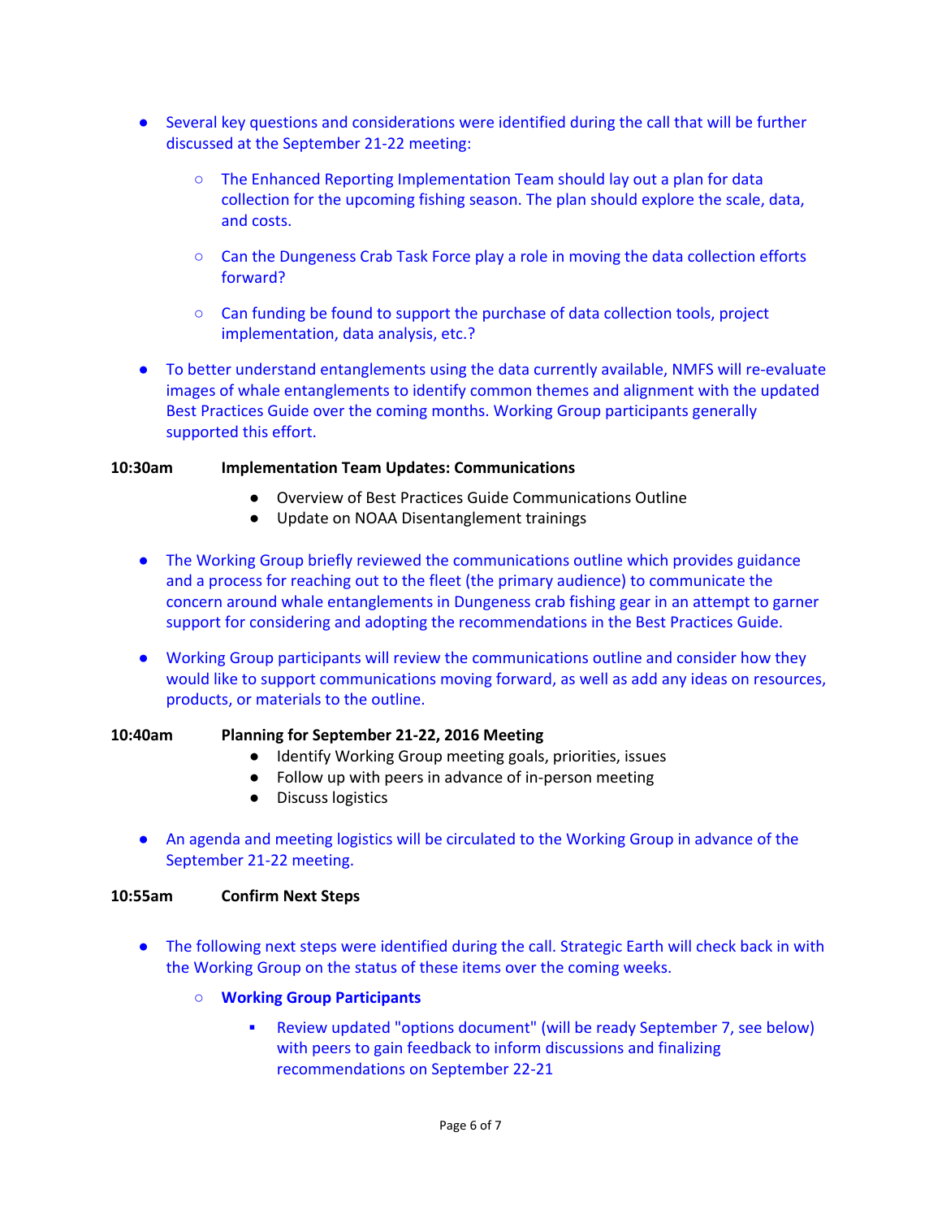- Several key questions and considerations were identified during the call that will be further discussed at the September 21-22 meeting:
  - The Enhanced Reporting Implementation Team should lay out a plan for data collection for the upcoming fishing season. The plan should explore the scale, data, and costs.
  - Can the Dungeness Crab Task Force play a role in moving the data collection efforts forward?
  - Can funding be found to support the purchase of data collection tools, project implementation, data analysis, etc.?
- To better understand entanglements using the data currently available, NMFS will re-evaluate images of whale entanglements to identify common themes and alignment with the updated Best Practices Guide over the coming months. Working Group participants generally supported this effort.

**10:30am Implementation Team Updates: Communications**

- Overview of Best Practices Guide Communications Outline
- Update on NOAA Disentanglement trainings

- The Working Group briefly reviewed the communications outline which provides guidance and a process for reaching out to the fleet (the primary audience) to communicate the concern around whale entanglements in Dungeness crab fishing gear in an attempt to garner support for considering and adopting the recommendations in the Best Practices Guide.
- Working Group participants will review the communications outline and consider how they would like to support communications moving forward, as well as add any ideas on resources, products, or materials to the outline.

**10:40am Planning for September 21-22, 2016 Meeting**

- Identify Working Group meeting goals, priorities, issues
- Follow up with peers in advance of in-person meeting
- Discuss logistics

- An agenda and meeting logistics will be circulated to the Working Group in advance of the September 21-22 meeting.

**10:55am Confirm Next Steps**

- The following next steps were identified during the call. Strategic Earth will check back in with the Working Group on the status of these items over the coming weeks.
  - **Working Group Participants**
    - Review updated "options document" (will be ready September 7, see below) with peers to gain feedback to inform discussions and finalizing recommendations on September 22-21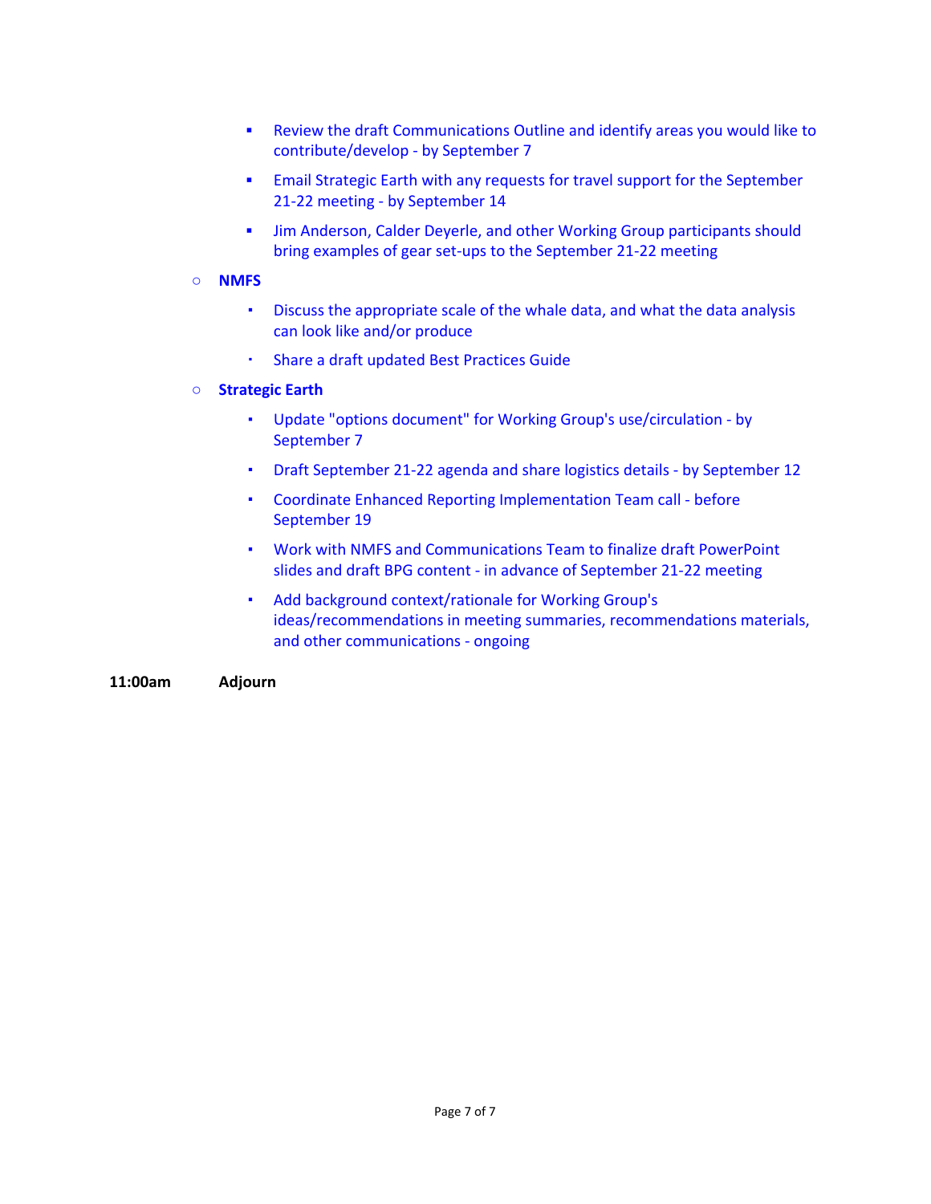- Review the draft Communications Outline and identify areas you would like to contribute/develop - by September 7
  - Email Strategic Earth with any requests for travel support for the September 21-22 meeting - by September 14
  - Jim Anderson, Calder Deyerle, and other Working Group participants should bring examples of gear set-ups to the September 21-22 meeting

- **NMFS**
  - Discuss the appropriate scale of the whale data, and what the data analysis can look like and/or produce
  - Share a draft updated Best Practices Guide

- **Strategic Earth**
  - Update "options document" for Working Group's use/circulation - by September 7
  - Draft September 21-22 agenda and share logistics details - by September 12
  - Coordinate Enhanced Reporting Implementation Team call - before September 19
  - Work with NMFS and Communications Team to finalize draft PowerPoint slides and draft BPG content - in advance of September 21-22 meeting
  - Add background context/rationale for Working Group's ideas/recommendations in meeting summaries, recommendations materials, and other communications - ongoing

**11:00am** **Adjourn**